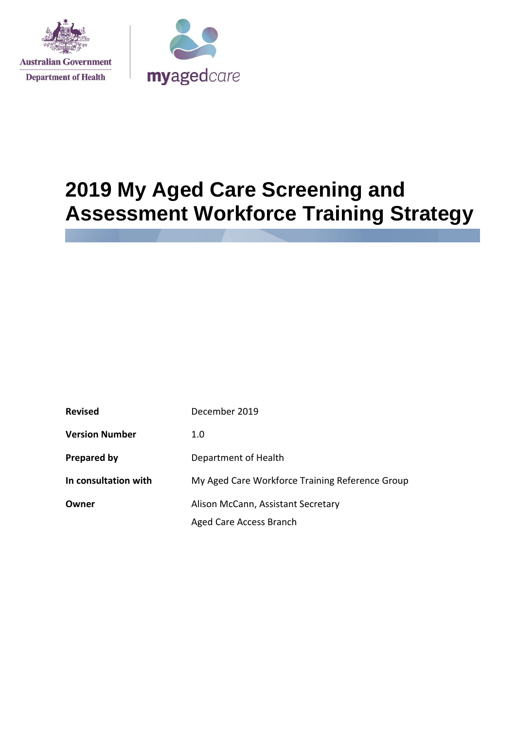Australian Government
Department of Health

myagedcare

# 2019 My Aged Care Screening and Assessment Workforce Training Strategy

| | |
|---|---|
| **Revised** | December 2019 |
| **Version Number** | 1.0 |
| **Prepared by** | Department of Health |
| **In consultation with** | My Aged Care Workforce Training Reference Group |
| **Owner** | Alison McCann, Assistant Secretary<br>Aged Care Access Branch |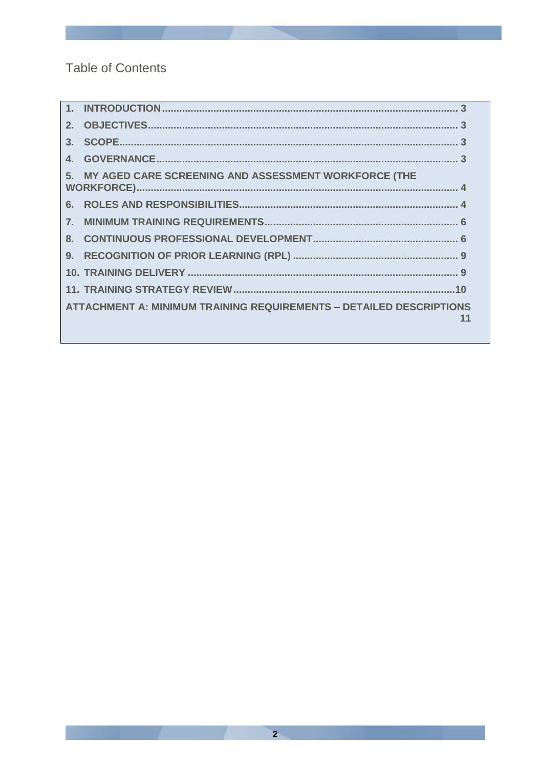# Table of Contents

1. INTRODUCTION ........ 3
2. OBJECTIVES ........ 3
3. SCOPE ........ 3
4. GOVERNANCE ........ 3
5. MY AGED CARE SCREENING AND ASSESSMENT WORKFORCE (THE WORKFORCE) ........ 4
6. ROLES AND RESPONSIBILITIES ........ 4
7. MINIMUM TRAINING REQUIREMENTS ........ 6
8. CONTINUOUS PROFESSIONAL DEVELOPMENT ........ 6
9. RECOGNITION OF PRIOR LEARNING (RPL) ........ 9
10. TRAINING DELIVERY ........ 9
11. TRAINING STRATEGY REVIEW ........ 10

ATTACHMENT A: MINIMUM TRAINING REQUIREMENTS – DETAILED DESCRIPTIONS ........ 11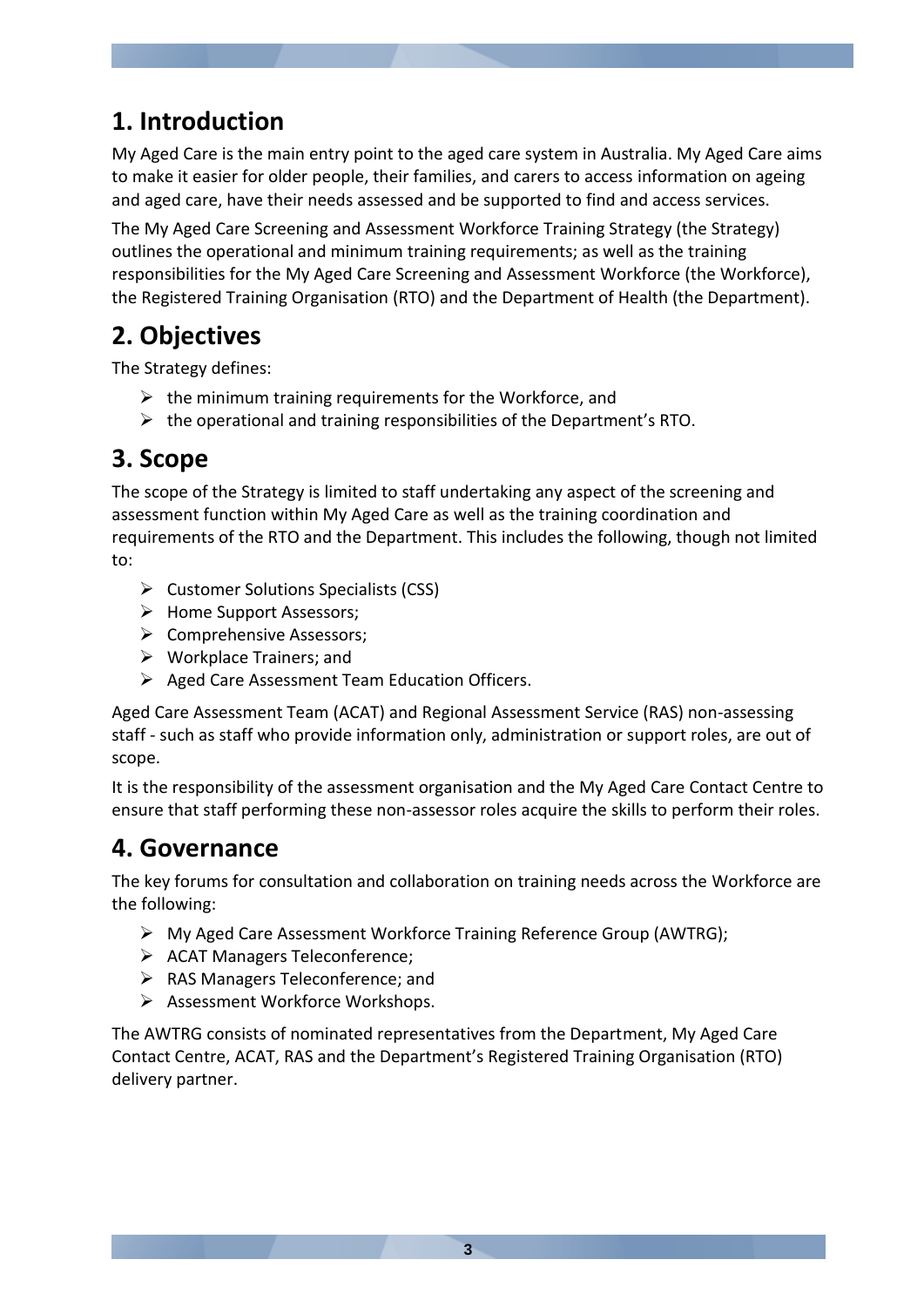# 1. Introduction

My Aged Care is the main entry point to the aged care system in Australia. My Aged Care aims to make it easier for older people, their families, and carers to access information on ageing and aged care, have their needs assessed and be supported to find and access services.

The My Aged Care Screening and Assessment Workforce Training Strategy (the Strategy) outlines the operational and minimum training requirements; as well as the training responsibilities for the My Aged Care Screening and Assessment Workforce (the Workforce), the Registered Training Organisation (RTO) and the Department of Health (the Department).

# 2. Objectives

The Strategy defines:

- the minimum training requirements for the Workforce, and
- the operational and training responsibilities of the Department's RTO.

# 3. Scope

The scope of the Strategy is limited to staff undertaking any aspect of the screening and assessment function within My Aged Care as well as the training coordination and requirements of the RTO and the Department. This includes the following, though not limited to:

- Customer Solutions Specialists (CSS)
- Home Support Assessors;
- Comprehensive Assessors;
- Workplace Trainers; and
- Aged Care Assessment Team Education Officers.

Aged Care Assessment Team (ACAT) and Regional Assessment Service (RAS) non-assessing staff - such as staff who provide information only, administration or support roles, are out of scope.

It is the responsibility of the assessment organisation and the My Aged Care Contact Centre to ensure that staff performing these non-assessor roles acquire the skills to perform their roles.

# 4. Governance

The key forums for consultation and collaboration on training needs across the Workforce are the following:

- My Aged Care Assessment Workforce Training Reference Group (AWTRG);
- ACAT Managers Teleconference;
- RAS Managers Teleconference; and
- Assessment Workforce Workshops.

The AWTRG consists of nominated representatives from the Department, My Aged Care Contact Centre, ACAT, RAS and the Department's Registered Training Organisation (RTO) delivery partner.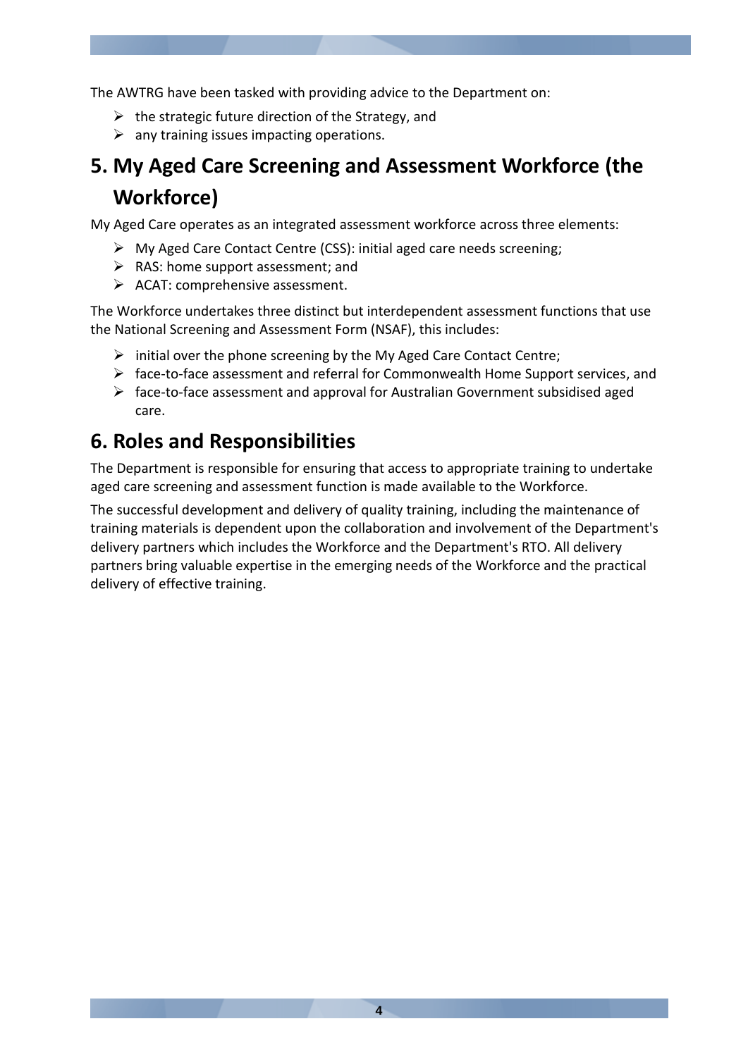The AWTRG have been tasked with providing advice to the Department on:

- the strategic future direction of the Strategy, and
- any training issues impacting operations.

# 5. My Aged Care Screening and Assessment Workforce (the Workforce)

My Aged Care operates as an integrated assessment workforce across three elements:

- My Aged Care Contact Centre (CSS): initial aged care needs screening;
- RAS: home support assessment; and
- ACAT: comprehensive assessment.

The Workforce undertakes three distinct but interdependent assessment functions that use the National Screening and Assessment Form (NSAF), this includes:

- initial over the phone screening by the My Aged Care Contact Centre;
- face-to-face assessment and referral for Commonwealth Home Support services, and
- face-to-face assessment and approval for Australian Government subsidised aged care.

# 6. Roles and Responsibilities

The Department is responsible for ensuring that access to appropriate training to undertake aged care screening and assessment function is made available to the Workforce.

The successful development and delivery of quality training, including the maintenance of training materials is dependent upon the collaboration and involvement of the Department's delivery partners which includes the Workforce and the Department's RTO. All delivery partners bring valuable expertise in the emerging needs of the Workforce and the practical delivery of effective training.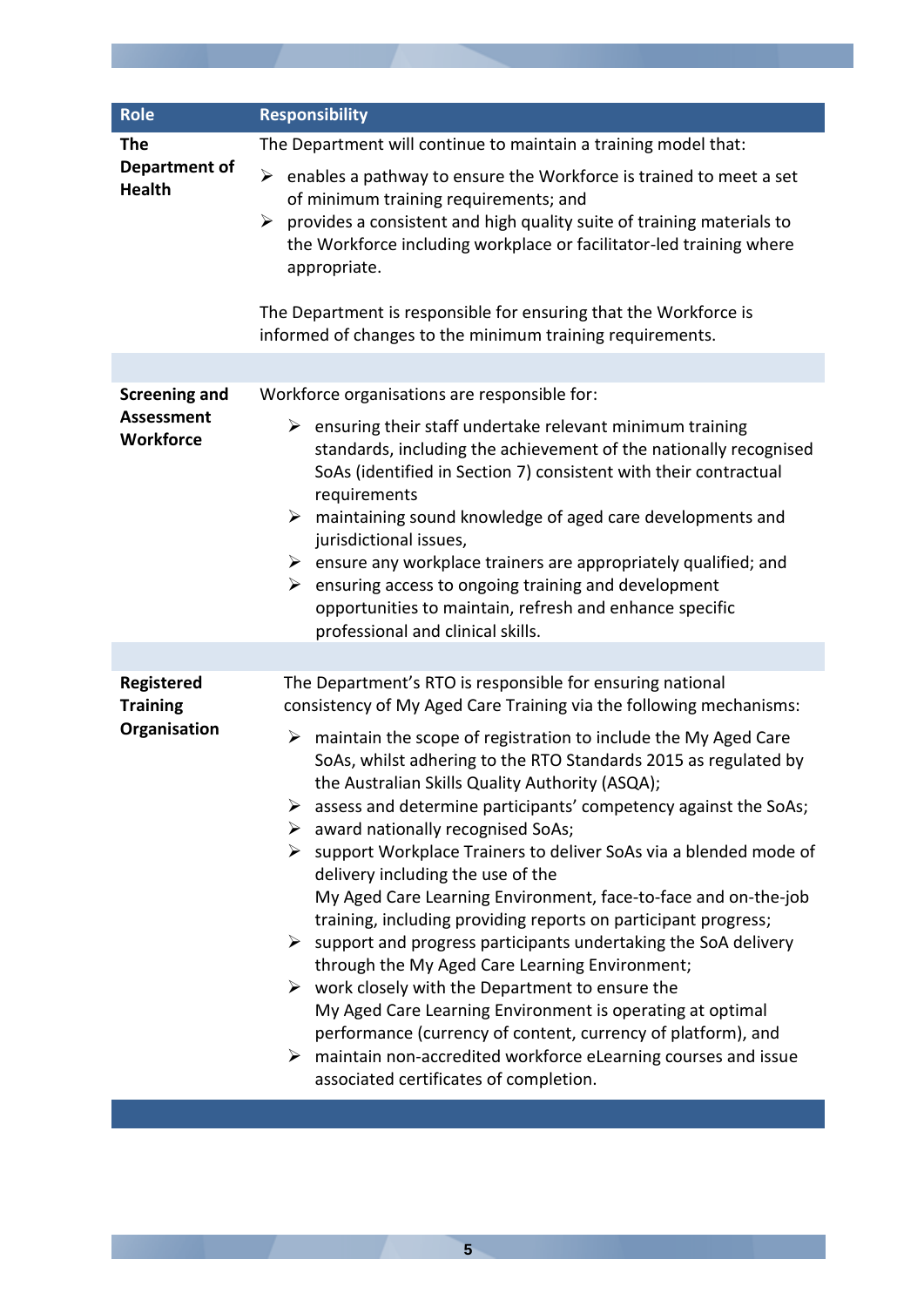| Role | Responsibility |
| --- | --- |
| **The Department of Health** | The Department will continue to maintain a training model that:<br><br>➢ enables a pathway to ensure the Workforce is trained to meet a set of minimum training requirements; and<br>➢ provides a consistent and high quality suite of training materials to the Workforce including workplace or facilitator-led training where appropriate.<br><br>The Department is responsible for ensuring that the Workforce is informed of changes to the minimum training requirements. |
| | |
| **Screening and Assessment Workforce** | Workforce organisations are responsible for:<br><br>➢ ensuring their staff undertake relevant minimum training standards, including the achievement of the nationally recognised SoAs (identified in Section 7) consistent with their contractual requirements<br>➢ maintaining sound knowledge of aged care developments and jurisdictional issues,<br>➢ ensure any workplace trainers are appropriately qualified; and<br>➢ ensuring access to ongoing training and development opportunities to maintain, refresh and enhance specific professional and clinical skills. |
| | |
| **Registered Training Organisation** | The Department's RTO is responsible for ensuring national consistency of My Aged Care Training via the following mechanisms:<br><br>➢ maintain the scope of registration to include the My Aged Care SoAs, whilst adhering to the RTO Standards 2015 as regulated by the Australian Skills Quality Authority (ASQA);<br>➢ assess and determine participants' competency against the SoAs;<br>➢ award nationally recognised SoAs;<br>➢ support Workplace Trainers to deliver SoAs via a blended mode of delivery including the use of the My Aged Care Learning Environment, face-to-face and on-the-job training, including providing reports on participant progress;<br>➢ support and progress participants undertaking the SoA delivery through the My Aged Care Learning Environment;<br>➢ work closely with the Department to ensure the My Aged Care Learning Environment is operating at optimal performance (currency of content, currency of platform), and<br>➢ maintain non-accredited workforce eLearning courses and issue associated certificates of completion. |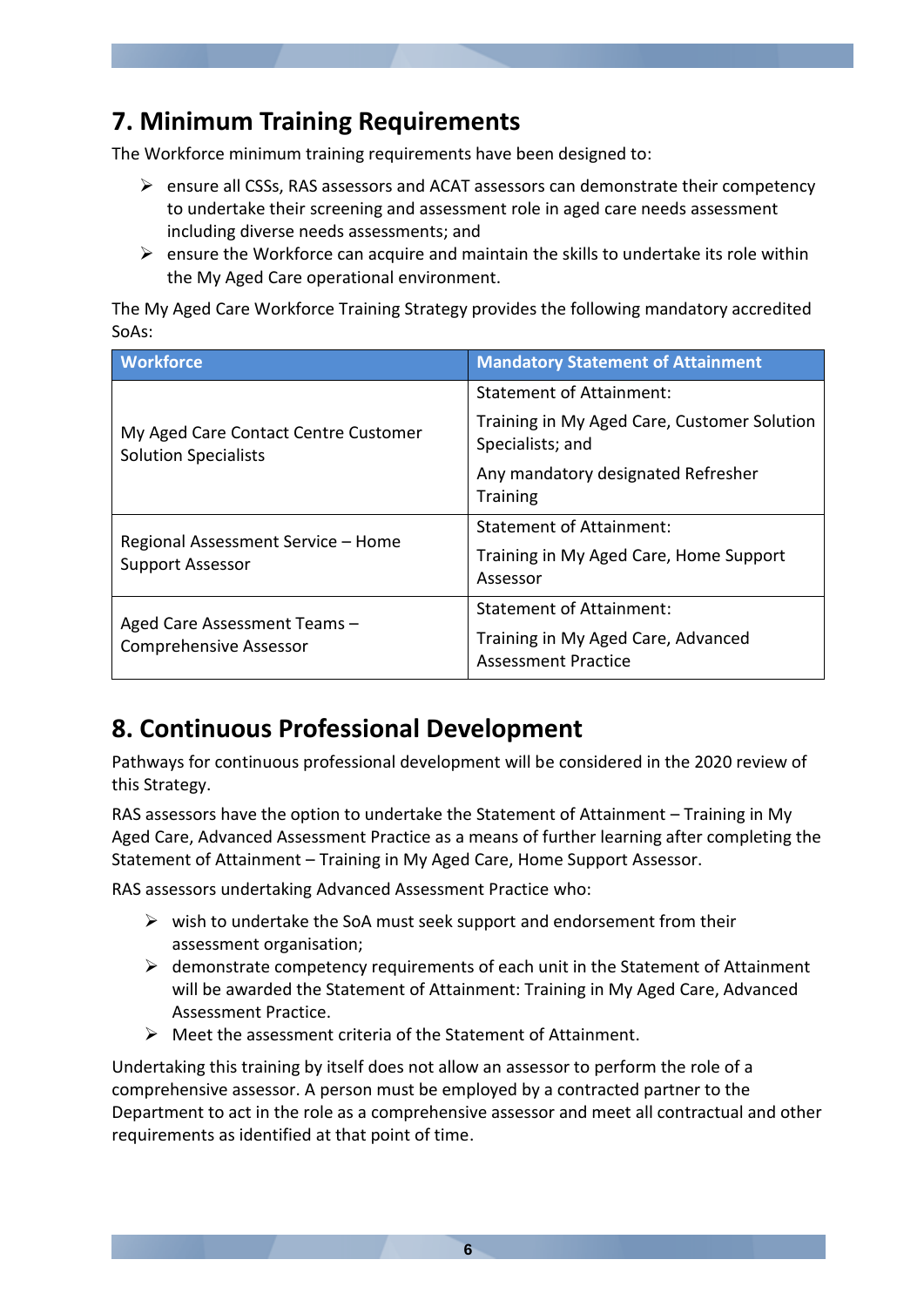## 7. Minimum Training Requirements

The Workforce minimum training requirements have been designed to:

- ensure all CSSs, RAS assessors and ACAT assessors can demonstrate their competency to undertake their screening and assessment role in aged care needs assessment including diverse needs assessments; and
- ensure the Workforce can acquire and maintain the skills to undertake its role within the My Aged Care operational environment.

The My Aged Care Workforce Training Strategy provides the following mandatory accredited SoAs:

| Workforce | Mandatory Statement of Attainment |
|---|---|
| My Aged Care Contact Centre Customer Solution Specialists | Statement of Attainment:<br>Training in My Aged Care, Customer Solution Specialists; and<br>Any mandatory designated Refresher Training |
| Regional Assessment Service – Home Support Assessor | Statement of Attainment:<br>Training in My Aged Care, Home Support Assessor |
| Aged Care Assessment Teams – Comprehensive Assessor | Statement of Attainment:<br>Training in My Aged Care, Advanced Assessment Practice |

## 8. Continuous Professional Development

Pathways for continuous professional development will be considered in the 2020 review of this Strategy.

RAS assessors have the option to undertake the Statement of Attainment – Training in My Aged Care, Advanced Assessment Practice as a means of further learning after completing the Statement of Attainment – Training in My Aged Care, Home Support Assessor.

RAS assessors undertaking Advanced Assessment Practice who:

- wish to undertake the SoA must seek support and endorsement from their assessment organisation;
- demonstrate competency requirements of each unit in the Statement of Attainment will be awarded the Statement of Attainment: Training in My Aged Care, Advanced Assessment Practice.
- Meet the assessment criteria of the Statement of Attainment.

Undertaking this training by itself does not allow an assessor to perform the role of a comprehensive assessor. A person must be employed by a contracted partner to the Department to act in the role as a comprehensive assessor and meet all contractual and other requirements as identified at that point of time.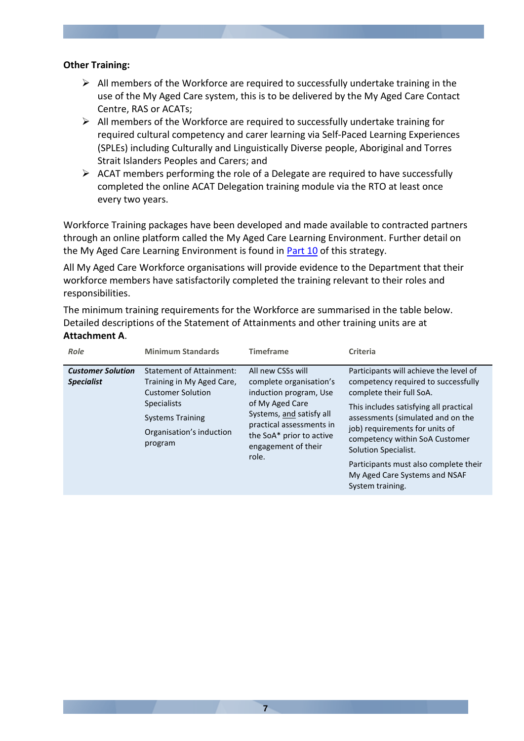**Other Training:**

- All members of the Workforce are required to successfully undertake training in the use of the My Aged Care system, this is to be delivered by the My Aged Care Contact Centre, RAS or ACATs;
- All members of the Workforce are required to successfully undertake training for required cultural competency and carer learning via Self-Paced Learning Experiences (SPLEs) including Culturally and Linguistically Diverse people, Aboriginal and Torres Strait Islanders Peoples and Carers; and
- ACAT members performing the role of a Delegate are required to have successfully completed the online ACAT Delegation training module via the RTO at least once every two years.

Workforce Training packages have been developed and made available to contracted partners through an online platform called the My Aged Care Learning Environment. Further detail on the My Aged Care Learning Environment is found in Part 10 of this strategy.

All My Aged Care Workforce organisations will provide evidence to the Department that their workforce members have satisfactorily completed the training relevant to their roles and responsibilities.

The minimum training requirements for the Workforce are summarised in the table below. Detailed descriptions of the Statement of Attainments and other training units are at **Attachment A**.

| *Role* | Minimum Standards | Timeframe | Criteria |
|---|---|---|---|
| ***Customer Solution Specialist*** | Statement of Attainment: Training in My Aged Care, Customer Solution Specialists<br><br>Systems Training<br><br>Organisation's induction program | All new CSSs will complete organisation's induction program, Use of My Aged Care Systems, and satisfy all practical assessments in the SoA* prior to active engagement of their role. | Participants will achieve the level of competency required to successfully complete their full SoA.<br><br>This includes satisfying all practical assessments (simulated and on the job) requirements for units of competency within SoA Customer Solution Specialist.<br><br>Participants must also complete their My Aged Care Systems and NSAF System training. |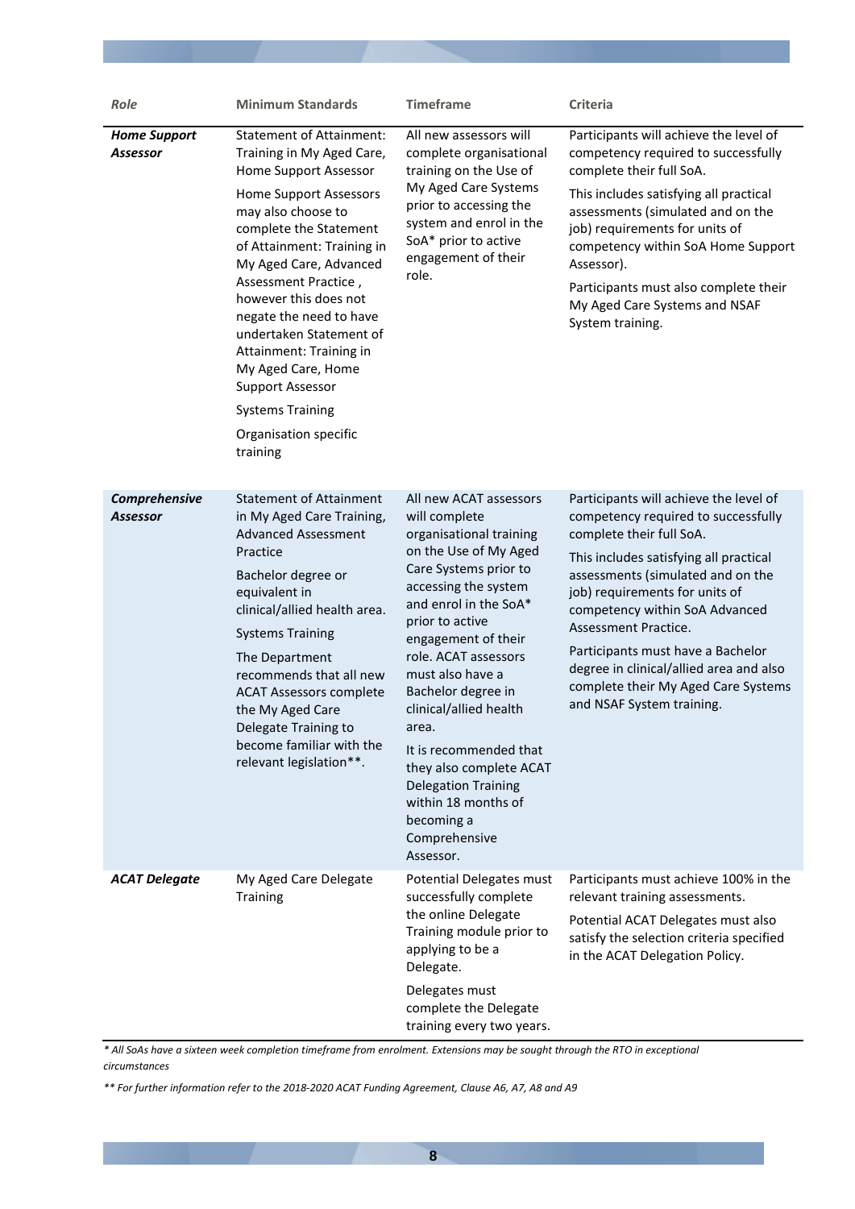| *Role* | Minimum Standards | Timeframe | Criteria |
|---|---|---|---|
| ***Home Support Assessor*** | Statement of Attainment: Training in My Aged Care, Home Support Assessor<br><br>Home Support Assessors may also choose to complete the Statement of Attainment: Training in My Aged Care, Advanced Assessment Practice , however this does not negate the need to have undertaken Statement of Attainment: Training in My Aged Care, Home Support Assessor<br><br>Systems Training<br><br>Organisation specific training | All new assessors will complete organisational training on the Use of My Aged Care Systems prior to accessing the system and enrol in the SoA* prior to active engagement of their role. | Participants will achieve the level of competency required to successfully complete their full SoA.<br><br>This includes satisfying all practical assessments (simulated and on the job) requirements for units of competency within SoA Home Support Assessor).<br><br>Participants must also complete their My Aged Care Systems and NSAF System training. |
| ***Comprehensive Assessor*** | Statement of Attainment in My Aged Care Training, Advanced Assessment Practice<br><br>Bachelor degree or equivalent in clinical/allied health area.<br><br>Systems Training<br><br>The Department recommends that all new ACAT Assessors complete the My Aged Care Delegate Training to become familiar with the relevant legislation**. | All new ACAT assessors will complete organisational training on the Use of My Aged Care Systems prior to accessing the system and enrol in the SoA* prior to active engagement of their role. ACAT assessors must also have a Bachelor degree in clinical/allied health area.<br><br>It is recommended that they also complete ACAT Delegation Training within 18 months of becoming a Comprehensive Assessor. | Participants will achieve the level of competency required to successfully complete their full SoA.<br><br>This includes satisfying all practical assessments (simulated and on the job) requirements for units of competency within SoA Advanced Assessment Practice.<br><br>Participants must have a Bachelor degree in clinical/allied area and also complete their My Aged Care Systems and NSAF System training. |
| ***ACAT Delegate*** | My Aged Care Delegate Training | Potential Delegates must successfully complete the online Delegate Training module prior to applying to be a Delegate.<br><br>Delegates must complete the Delegate training every two years. | Participants must achieve 100% in the relevant training assessments.<br><br>Potential ACAT Delegates must also satisfy the selection criteria specified in the ACAT Delegation Policy. |

*\* All SoAs have a sixteen week completion timeframe from enrolment. Extensions may be sought through the RTO in exceptional circumstances*

*\*\* For further information refer to the 2018-2020 ACAT Funding Agreement, Clause A6, A7, A8 and A9*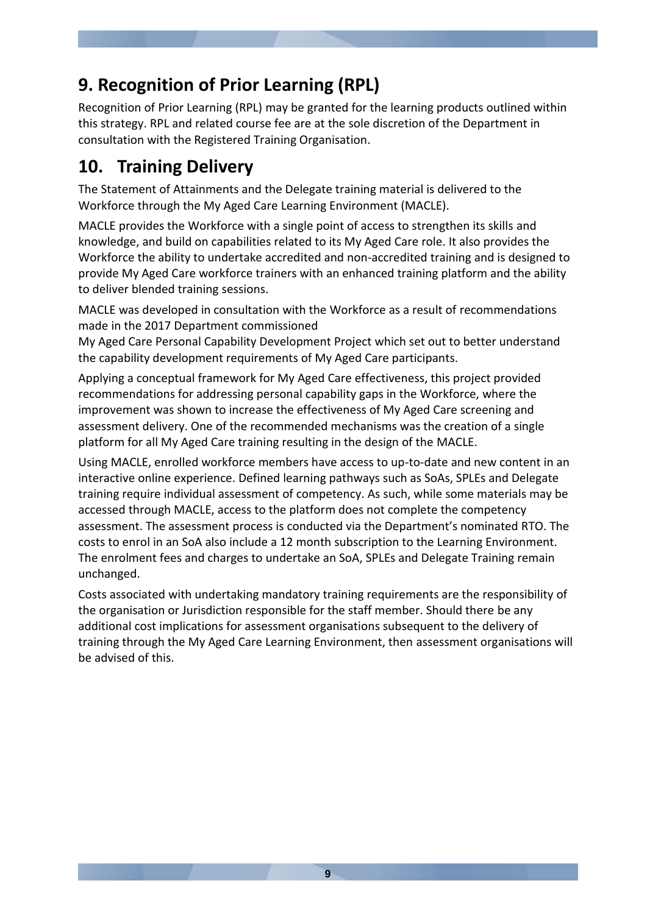# 9. Recognition of Prior Learning (RPL)

Recognition of Prior Learning (RPL) may be granted for the learning products outlined within this strategy. RPL and related course fee are at the sole discretion of the Department in consultation with the Registered Training Organisation.

# 10. Training Delivery

The Statement of Attainments and the Delegate training material is delivered to the Workforce through the My Aged Care Learning Environment (MACLE).

MACLE provides the Workforce with a single point of access to strengthen its skills and knowledge, and build on capabilities related to its My Aged Care role. It also provides the Workforce the ability to undertake accredited and non-accredited training and is designed to provide My Aged Care workforce trainers with an enhanced training platform and the ability to deliver blended training sessions.

MACLE was developed in consultation with the Workforce as a result of recommendations made in the 2017 Department commissioned My Aged Care Personal Capability Development Project which set out to better understand the capability development requirements of My Aged Care participants.

Applying a conceptual framework for My Aged Care effectiveness, this project provided recommendations for addressing personal capability gaps in the Workforce, where the improvement was shown to increase the effectiveness of My Aged Care screening and assessment delivery. One of the recommended mechanisms was the creation of a single platform for all My Aged Care training resulting in the design of the MACLE.

Using MACLE, enrolled workforce members have access to up-to-date and new content in an interactive online experience. Defined learning pathways such as SoAs, SPLEs and Delegate training require individual assessment of competency. As such, while some materials may be accessed through MACLE, access to the platform does not complete the competency assessment. The assessment process is conducted via the Department's nominated RTO. The costs to enrol in an SoA also include a 12 month subscription to the Learning Environment. The enrolment fees and charges to undertake an SoA, SPLEs and Delegate Training remain unchanged.

Costs associated with undertaking mandatory training requirements are the responsibility of the organisation or Jurisdiction responsible for the staff member. Should there be any additional cost implications for assessment organisations subsequent to the delivery of training through the My Aged Care Learning Environment, then assessment organisations will be advised of this.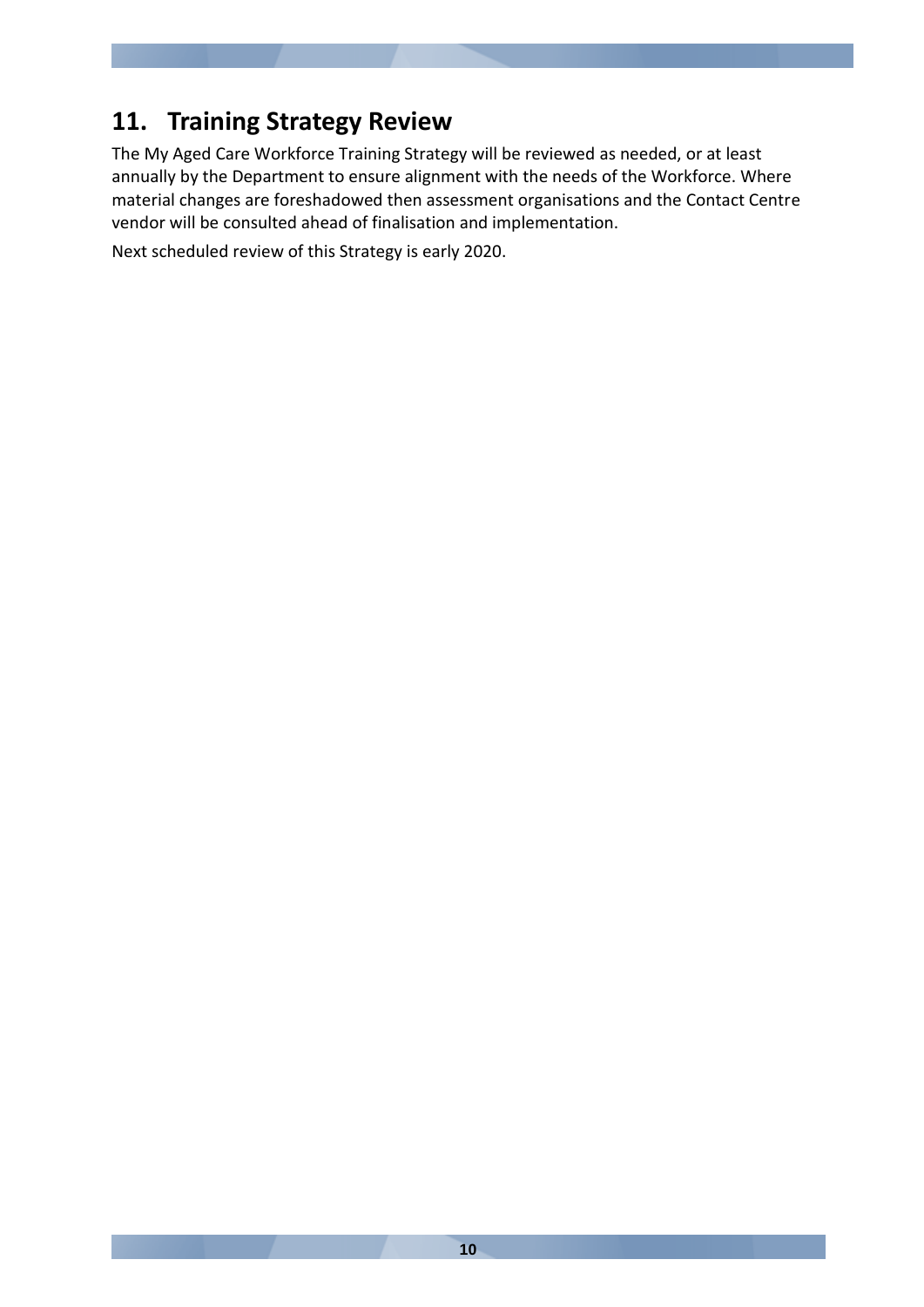## 11. Training Strategy Review

The My Aged Care Workforce Training Strategy will be reviewed as needed, or at least annually by the Department to ensure alignment with the needs of the Workforce. Where material changes are foreshadowed then assessment organisations and the Contact Centre vendor will be consulted ahead of finalisation and implementation.

Next scheduled review of this Strategy is early 2020.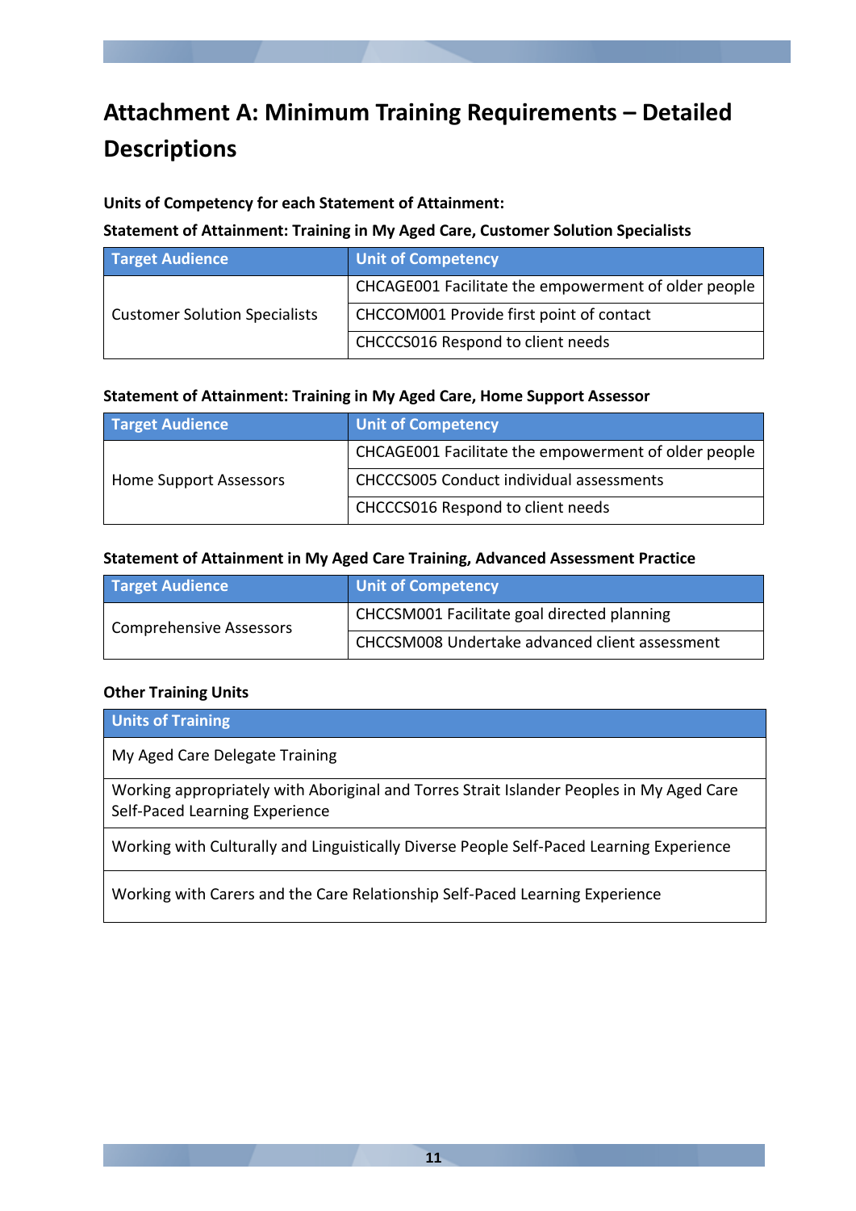# Attachment A: Minimum Training Requirements – Detailed Descriptions

**Units of Competency for each Statement of Attainment:**

**Statement of Attainment: Training in My Aged Care, Customer Solution Specialists**

| Target Audience | Unit of Competency |
| --- | --- |
| Customer Solution Specialists | CHCAGE001 Facilitate the empowerment of older people |
| | CHCCOM001 Provide first point of contact |
| | CHCCCS016 Respond to client needs |

**Statement of Attainment: Training in My Aged Care, Home Support Assessor**

| Target Audience | Unit of Competency |
| --- | --- |
| Home Support Assessors | CHCAGE001 Facilitate the empowerment of older people |
| | CHCCCS005 Conduct individual assessments |
| | CHCCCS016 Respond to client needs |

**Statement of Attainment in My Aged Care Training, Advanced Assessment Practice**

| Target Audience | Unit of Competency |
| --- | --- |
| Comprehensive Assessors | CHCCSM001 Facilitate goal directed planning |
| | CHCCSM008 Undertake advanced client assessment |

**Other Training Units**

| Units of Training |
| --- |
| My Aged Care Delegate Training |
| Working appropriately with Aboriginal and Torres Strait Islander Peoples in My Aged Care Self-Paced Learning Experience |
| Working with Culturally and Linguistically Diverse People Self-Paced Learning Experience |
| Working with Carers and the Care Relationship Self-Paced Learning Experience |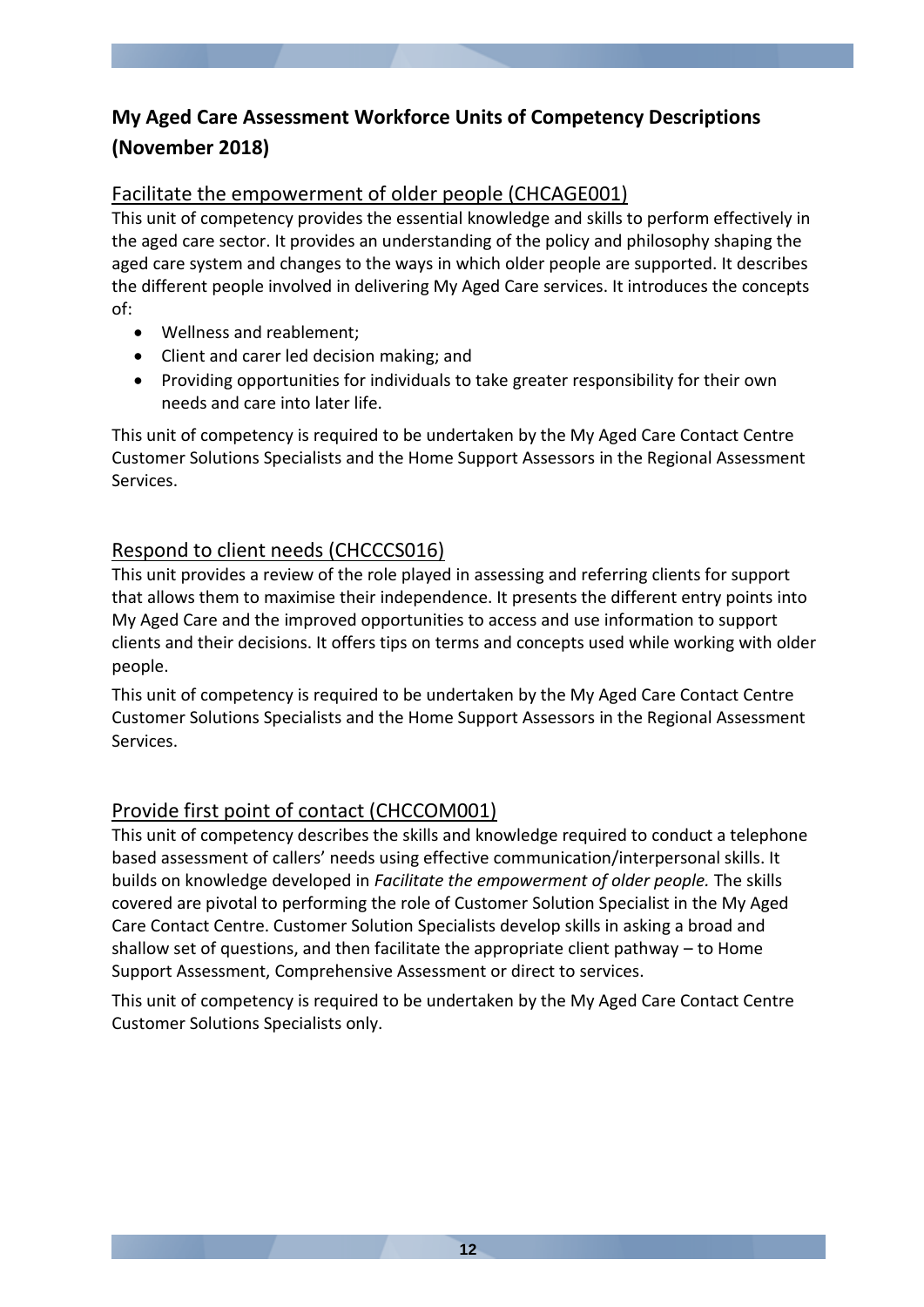## My Aged Care Assessment Workforce Units of Competency Descriptions (November 2018)

### Facilitate the empowerment of older people (CHCAGE001)

This unit of competency provides the essential knowledge and skills to perform effectively in the aged care sector. It provides an understanding of the policy and philosophy shaping the aged care system and changes to the ways in which older people are supported. It describes the different people involved in delivering My Aged Care services. It introduces the concepts of:

- Wellness and reablement;
- Client and carer led decision making; and
- Providing opportunities for individuals to take greater responsibility for their own needs and care into later life.

This unit of competency is required to be undertaken by the My Aged Care Contact Centre Customer Solutions Specialists and the Home Support Assessors in the Regional Assessment Services.

### Respond to client needs (CHCCCS016)

This unit provides a review of the role played in assessing and referring clients for support that allows them to maximise their independence. It presents the different entry points into My Aged Care and the improved opportunities to access and use information to support clients and their decisions. It offers tips on terms and concepts used while working with older people.

This unit of competency is required to be undertaken by the My Aged Care Contact Centre Customer Solutions Specialists and the Home Support Assessors in the Regional Assessment Services.

### Provide first point of contact (CHCCOM001)

This unit of competency describes the skills and knowledge required to conduct a telephone based assessment of callers' needs using effective communication/interpersonal skills. It builds on knowledge developed in *Facilitate the empowerment of older people.* The skills covered are pivotal to performing the role of Customer Solution Specialist in the My Aged Care Contact Centre. Customer Solution Specialists develop skills in asking a broad and shallow set of questions, and then facilitate the appropriate client pathway – to Home Support Assessment, Comprehensive Assessment or direct to services.

This unit of competency is required to be undertaken by the My Aged Care Contact Centre Customer Solutions Specialists only.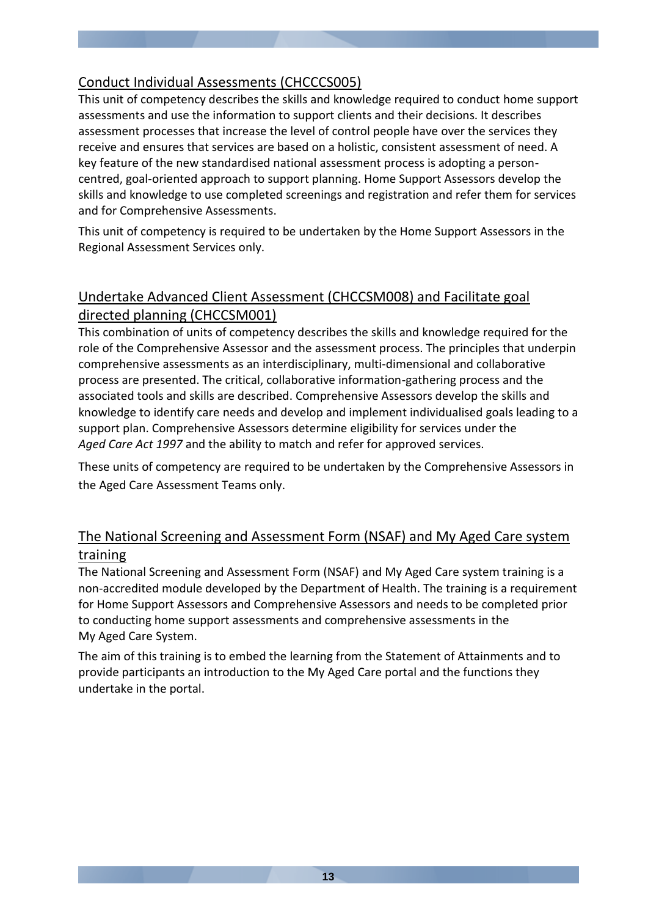## Conduct Individual Assessments (CHCCCS005)

This unit of competency describes the skills and knowledge required to conduct home support assessments and use the information to support clients and their decisions. It describes assessment processes that increase the level of control people have over the services they receive and ensures that services are based on a holistic, consistent assessment of need. A key feature of the new standardised national assessment process is adopting a person-centred, goal-oriented approach to support planning. Home Support Assessors develop the skills and knowledge to use completed screenings and registration and refer them for services and for Comprehensive Assessments.

This unit of competency is required to be undertaken by the Home Support Assessors in the Regional Assessment Services only.

## Undertake Advanced Client Assessment (CHCCSM008) and Facilitate goal directed planning (CHCCSM001)

This combination of units of competency describes the skills and knowledge required for the role of the Comprehensive Assessor and the assessment process. The principles that underpin comprehensive assessments as an interdisciplinary, multi-dimensional and collaborative process are presented. The critical, collaborative information-gathering process and the associated tools and skills are described. Comprehensive Assessors develop the skills and knowledge to identify care needs and develop and implement individualised goals leading to a support plan. Comprehensive Assessors determine eligibility for services under the *Aged Care Act 1997* and the ability to match and refer for approved services.

These units of competency are required to be undertaken by the Comprehensive Assessors in the Aged Care Assessment Teams only.

## The National Screening and Assessment Form (NSAF) and My Aged Care system training

The National Screening and Assessment Form (NSAF) and My Aged Care system training is a non-accredited module developed by the Department of Health. The training is a requirement for Home Support Assessors and Comprehensive Assessors and needs to be completed prior to conducting home support assessments and comprehensive assessments in the My Aged Care System.

The aim of this training is to embed the learning from the Statement of Attainments and to provide participants an introduction to the My Aged Care portal and the functions they undertake in the portal.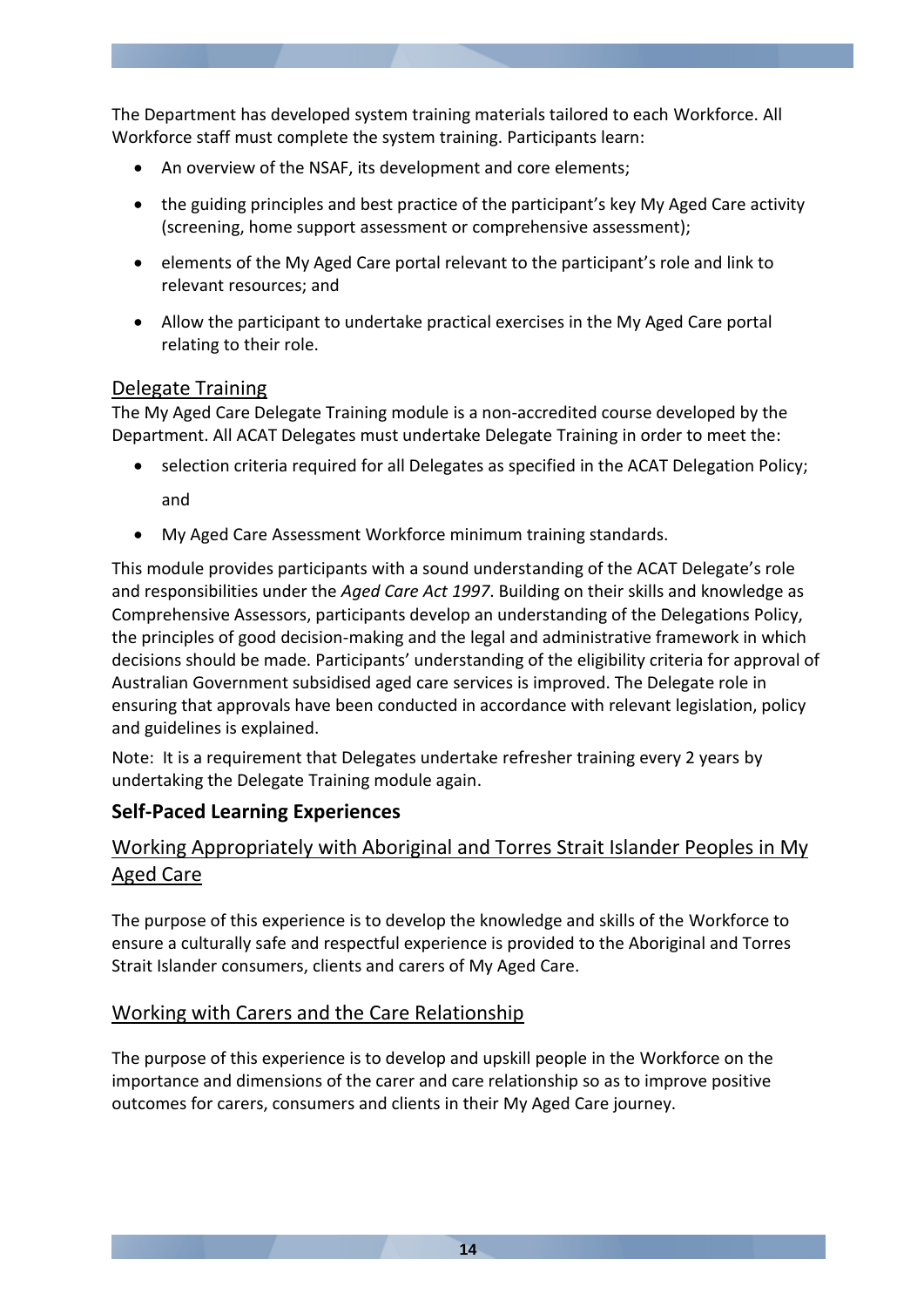The Department has developed system training materials tailored to each Workforce. All Workforce staff must complete the system training. Participants learn:

- An overview of the NSAF, its development and core elements;
- the guiding principles and best practice of the participant's key My Aged Care activity (screening, home support assessment or comprehensive assessment);
- elements of the My Aged Care portal relevant to the participant's role and link to relevant resources; and
- Allow the participant to undertake practical exercises in the My Aged Care portal relating to their role.

### Delegate Training

The My Aged Care Delegate Training module is a non-accredited course developed by the Department. All ACAT Delegates must undertake Delegate Training in order to meet the:

- selection criteria required for all Delegates as specified in the ACAT Delegation Policy;

  and
- My Aged Care Assessment Workforce minimum training standards.

This module provides participants with a sound understanding of the ACAT Delegate's role and responsibilities under the *Aged Care Act 1997*. Building on their skills and knowledge as Comprehensive Assessors, participants develop an understanding of the Delegations Policy, the principles of good decision-making and the legal and administrative framework in which decisions should be made. Participants' understanding of the eligibility criteria for approval of Australian Government subsidised aged care services is improved. The Delegate role in ensuring that approvals have been conducted in accordance with relevant legislation, policy and guidelines is explained.

Note: It is a requirement that Delegates undertake refresher training every 2 years by undertaking the Delegate Training module again.

## Self-Paced Learning Experiences

### Working Appropriately with Aboriginal and Torres Strait Islander Peoples in My Aged Care

The purpose of this experience is to develop the knowledge and skills of the Workforce to ensure a culturally safe and respectful experience is provided to the Aboriginal and Torres Strait Islander consumers, clients and carers of My Aged Care.

### Working with Carers and the Care Relationship

The purpose of this experience is to develop and upskill people in the Workforce on the importance and dimensions of the carer and care relationship so as to improve positive outcomes for carers, consumers and clients in their My Aged Care journey.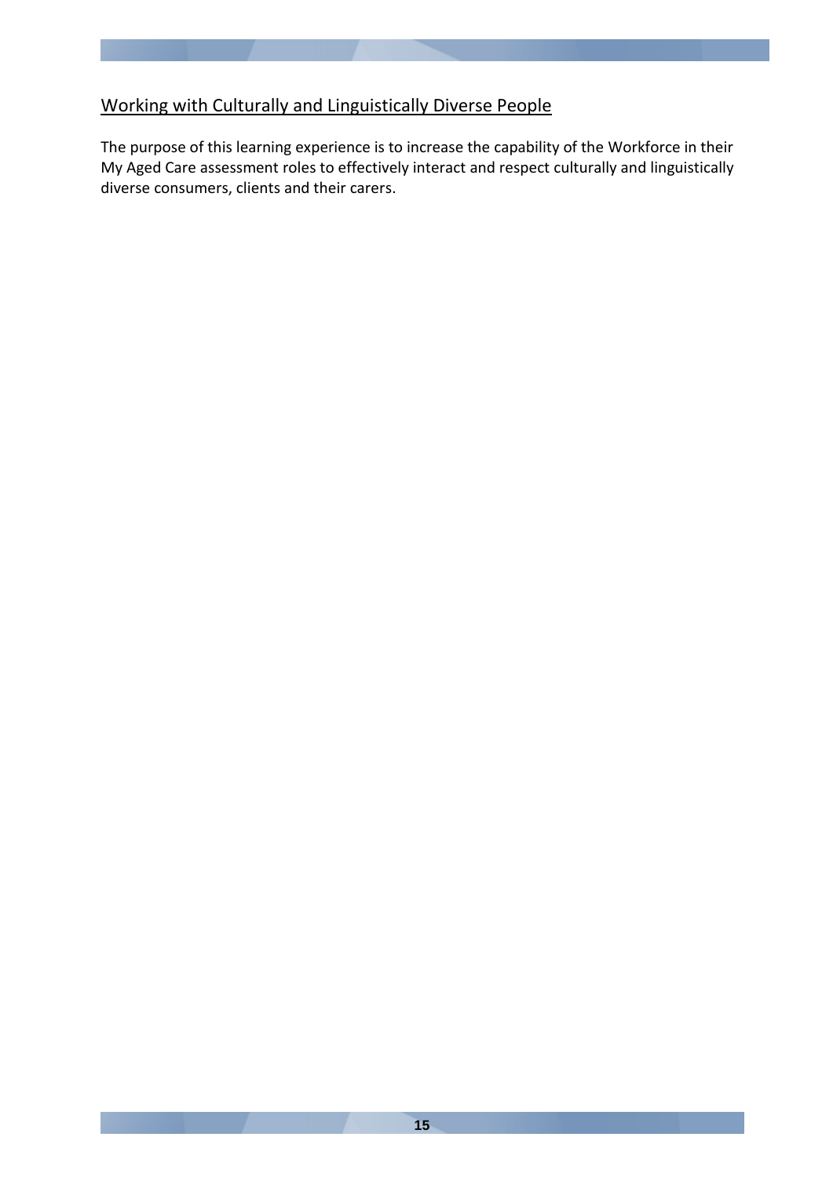## Working with Culturally and Linguistically Diverse People

The purpose of this learning experience is to increase the capability of the Workforce in their My Aged Care assessment roles to effectively interact and respect culturally and linguistically diverse consumers, clients and their carers.